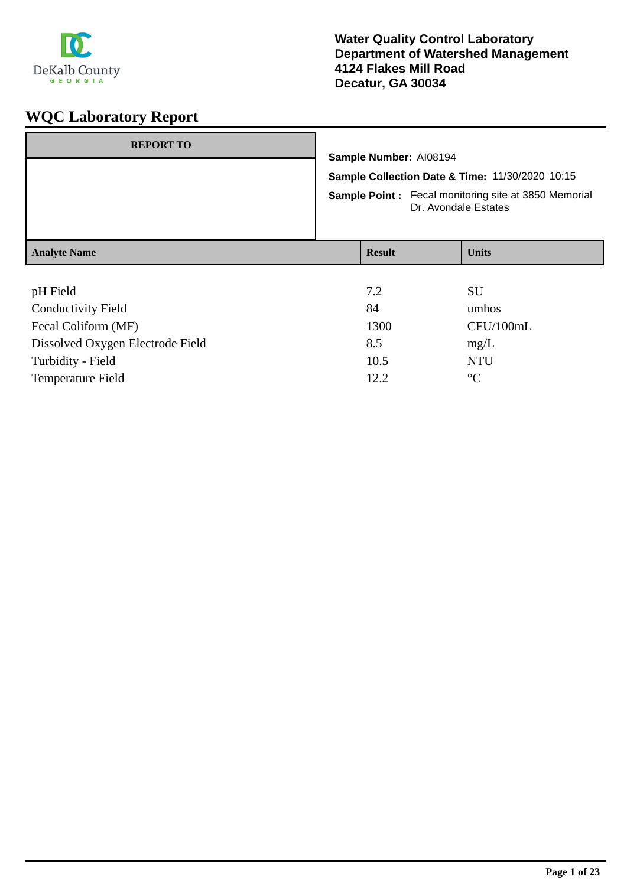**Water Quality Control Laboratory**
**Department of Watershed Management**
**4124 Flakes Mill Road**
**Decatur, GA 30034**

# WQC Laboratory Report

**REPORT TO**

**Sample Number:** AI08194

**Sample Collection Date & Time:** 11/30/2020 10:15

**Sample Point :** Fecal monitoring site at 3850 Memorial Dr. Avondale Estates

| Analyte Name | Result | Units |
|---|---|---|
| pH Field | 7.2 | SU |
| Conductivity Field | 84 | umhos |
| Fecal Coliform (MF) | 1300 | CFU/100mL |
| Dissolved Oxygen Electrode Field | 8.5 | mg/L |
| Turbidity - Field | 10.5 | NTU |
| Temperature Field | 12.2 | °C |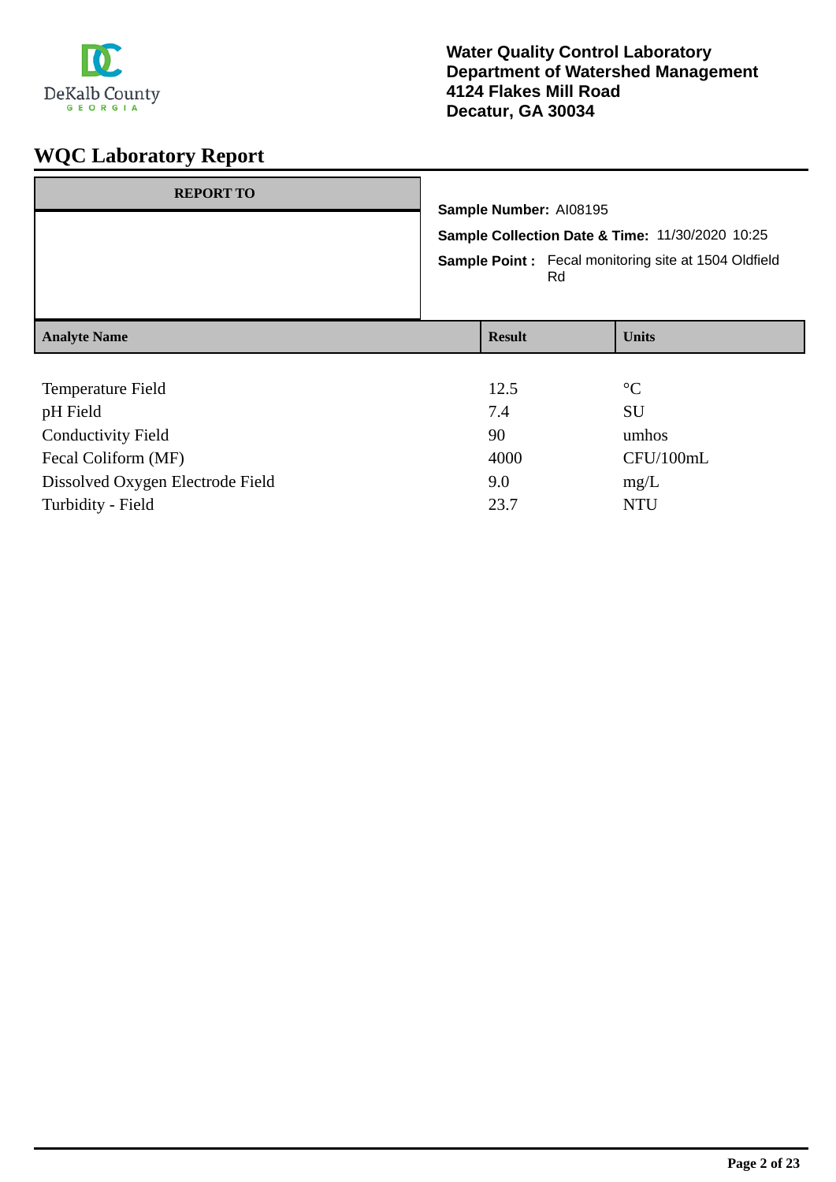**Water Quality Control Laboratory**
**Department of Watershed Management**
**4124 Flakes Mill Road**
**Decatur, GA 30034**

# WQC Laboratory Report

| REPORT TO |
|---|
| |

**Sample Number:** AI08195

**Sample Collection Date & Time:** 11/30/2020 10:25

**Sample Point :** Fecal monitoring site at 1504 Oldfield Rd

| Analyte Name | Result | Units |
|---|---|---|
| Temperature Field | 12.5 | °C |
| pH Field | 7.4 | SU |
| Conductivity Field | 90 | umhos |
| Fecal Coliform (MF) | 4000 | CFU/100mL |
| Dissolved Oxygen Electrode Field | 9.0 | mg/L |
| Turbidity - Field | 23.7 | NTU |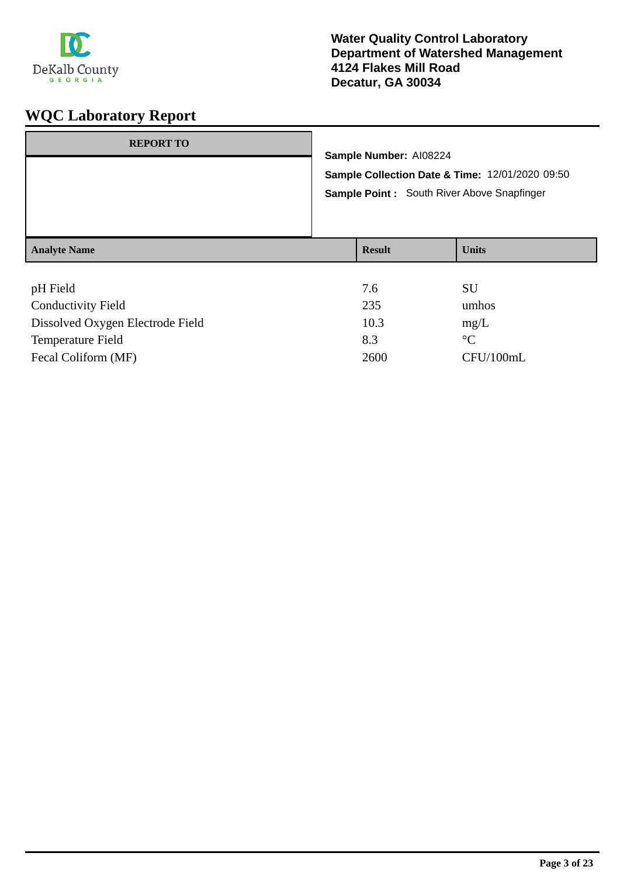**Water Quality Control Laboratory**
**Department of Watershed Management**
**4124 Flakes Mill Road**
**Decatur, GA 30034**

# WQC Laboratory Report

**REPORT TO**

**Sample Number:** AI08224

**Sample Collection Date & Time:** 12/01/2020 09:50

**Sample Point :** South River Above Snapfinger

| Analyte Name | Result | Units |
|---|---|---|
| pH Field | 7.6 | SU |
| Conductivity Field | 235 | umhos |
| Dissolved Oxygen Electrode Field | 10.3 | mg/L |
| Temperature Field | 8.3 | °C |
| Fecal Coliform (MF) | 2600 | CFU/100mL |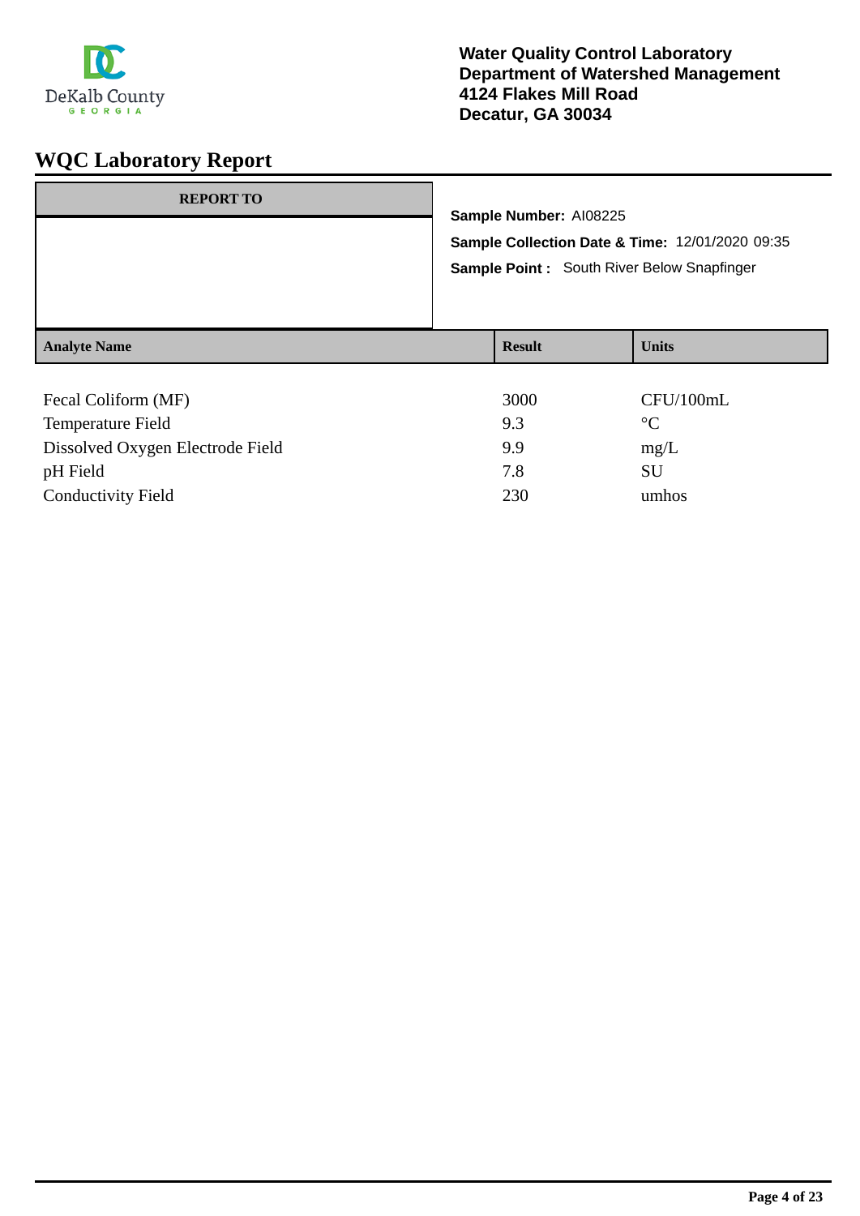DeKalb County GEORGIA

**Water Quality Control Laboratory**
**Department of Watershed Management**
**4124 Flakes Mill Road**
**Decatur, GA 30034**

# WQC Laboratory Report

**REPORT TO**

**Sample Number:** AI08225

**Sample Collection Date & Time:** 12/01/2020 09:35

**Sample Point :** South River Below Snapfinger

| Analyte Name | Result | Units |
|---|---|---|
| Fecal Coliform (MF) | 3000 | CFU/100mL |
| Temperature Field | 9.3 | °C |
| Dissolved Oxygen Electrode Field | 9.9 | mg/L |
| pH Field | 7.8 | SU |
| Conductivity Field | 230 | umhos |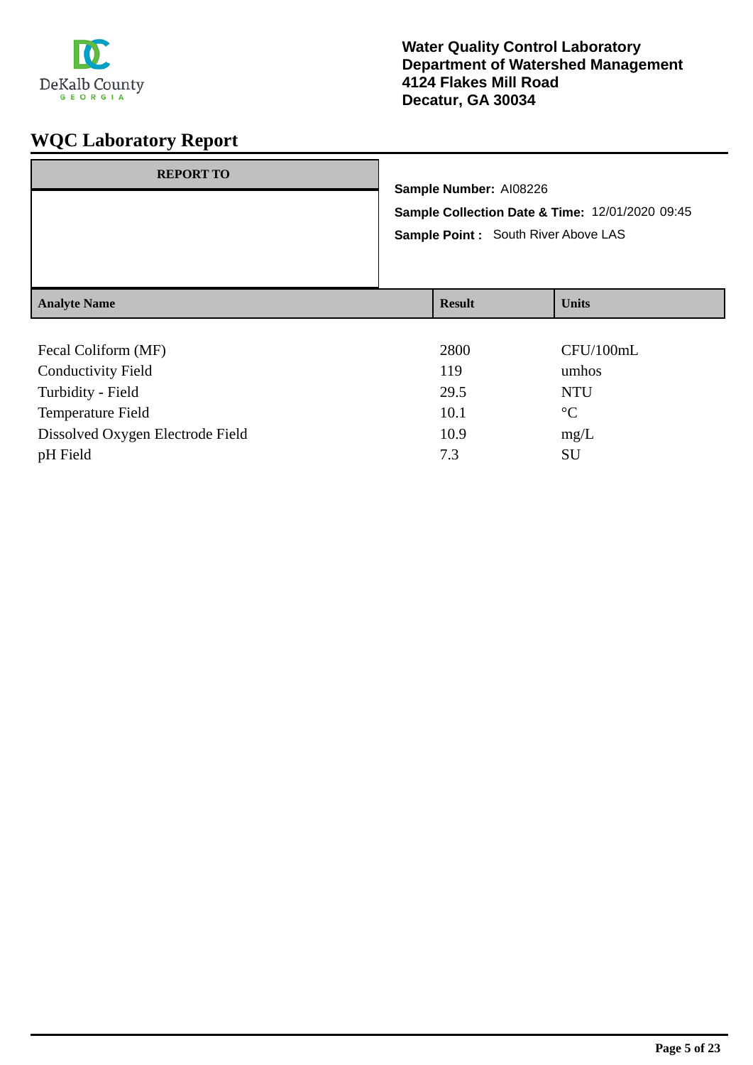**Water Quality Control Laboratory**
**Department of Watershed Management**
**4124 Flakes Mill Road**
**Decatur, GA 30034**

# WQC Laboratory Report

**REPORT TO**

**Sample Number:** AI08226

**Sample Collection Date & Time:** 12/01/2020 09:45

**Sample Point :** South River Above LAS

| Analyte Name | Result | Units |
|---|---|---|
| Fecal Coliform (MF) | 2800 | CFU/100mL |
| Conductivity Field | 119 | umhos |
| Turbidity - Field | 29.5 | NTU |
| Temperature Field | 10.1 | °C |
| Dissolved Oxygen Electrode Field | 10.9 | mg/L |
| pH Field | 7.3 | SU |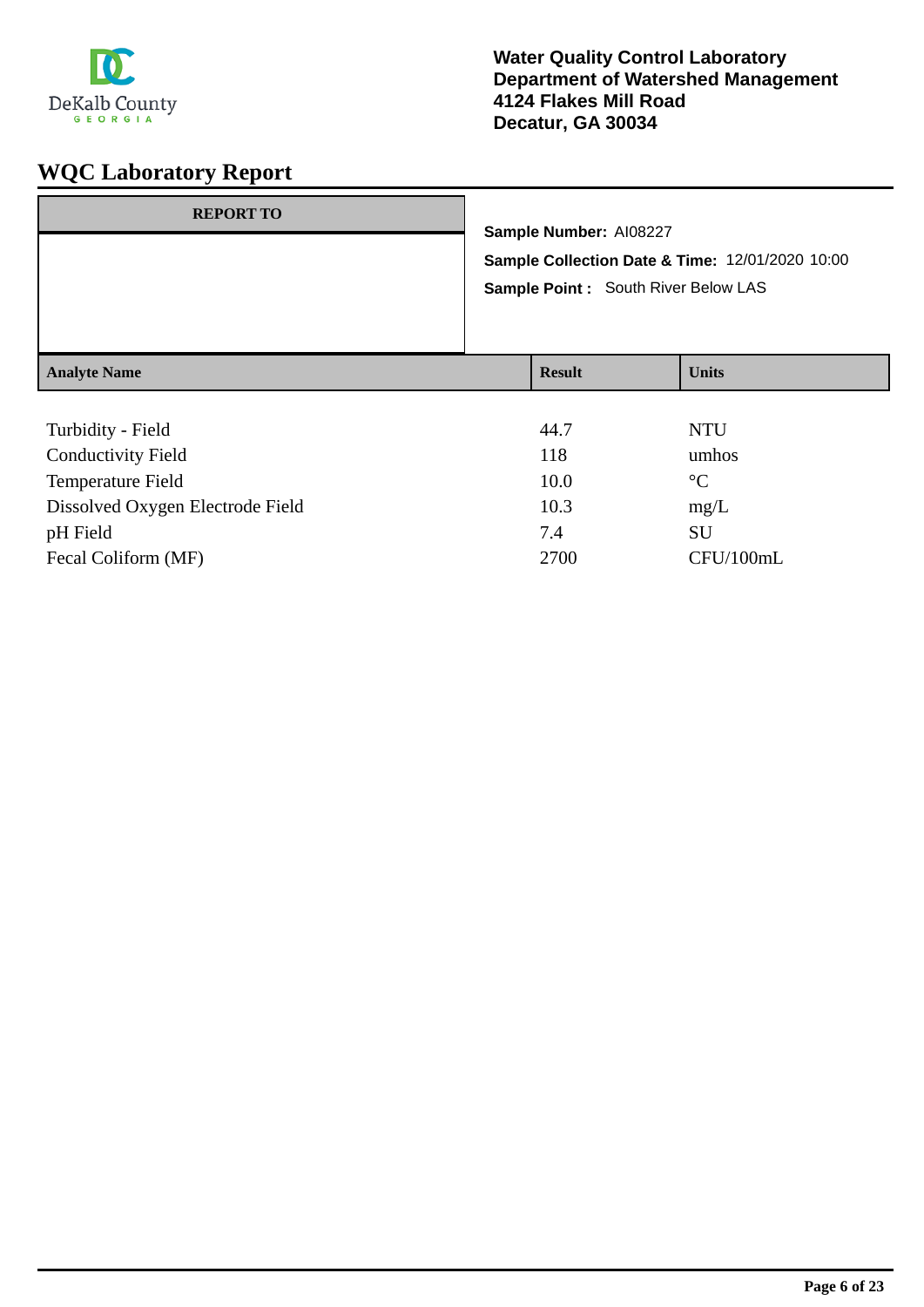**Water Quality Control Laboratory**
**Department of Watershed Management**
**4124 Flakes Mill Road**
**Decatur, GA 30034**

# WQC Laboratory Report

**REPORT TO**

**Sample Number:** AI08227

**Sample Collection Date & Time:** 12/01/2020 10:00

**Sample Point :** South River Below LAS

| Analyte Name | Result | Units |
|---|---|---|
| Turbidity - Field | 44.7 | NTU |
| Conductivity Field | 118 | umhos |
| Temperature Field | 10.0 | °C |
| Dissolved Oxygen Electrode Field | 10.3 | mg/L |
| pH Field | 7.4 | SU |
| Fecal Coliform (MF) | 2700 | CFU/100mL |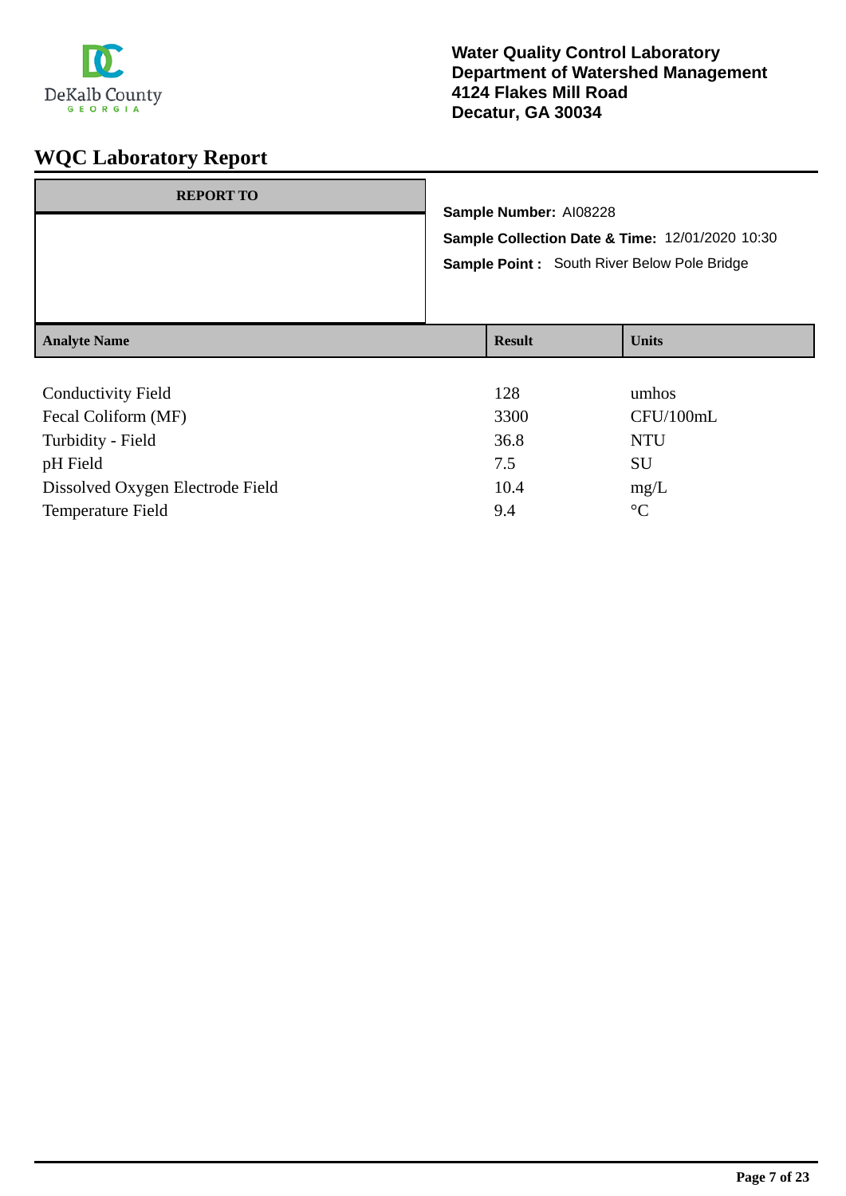**Water Quality Control Laboratory**
**Department of Watershed Management**
**4124 Flakes Mill Road**
**Decatur, GA 30034**

# WQC Laboratory Report

**REPORT TO**

**Sample Number:** AI08228

**Sample Collection Date & Time:** 12/01/2020 10:30

**Sample Point :** South River Below Pole Bridge

| Analyte Name | Result | Units |
|---|---|---|
| Conductivity Field | 128 | umhos |
| Fecal Coliform (MF) | 3300 | CFU/100mL |
| Turbidity - Field | 36.8 | NTU |
| pH Field | 7.5 | SU |
| Dissolved Oxygen Electrode Field | 10.4 | mg/L |
| Temperature Field | 9.4 | °C |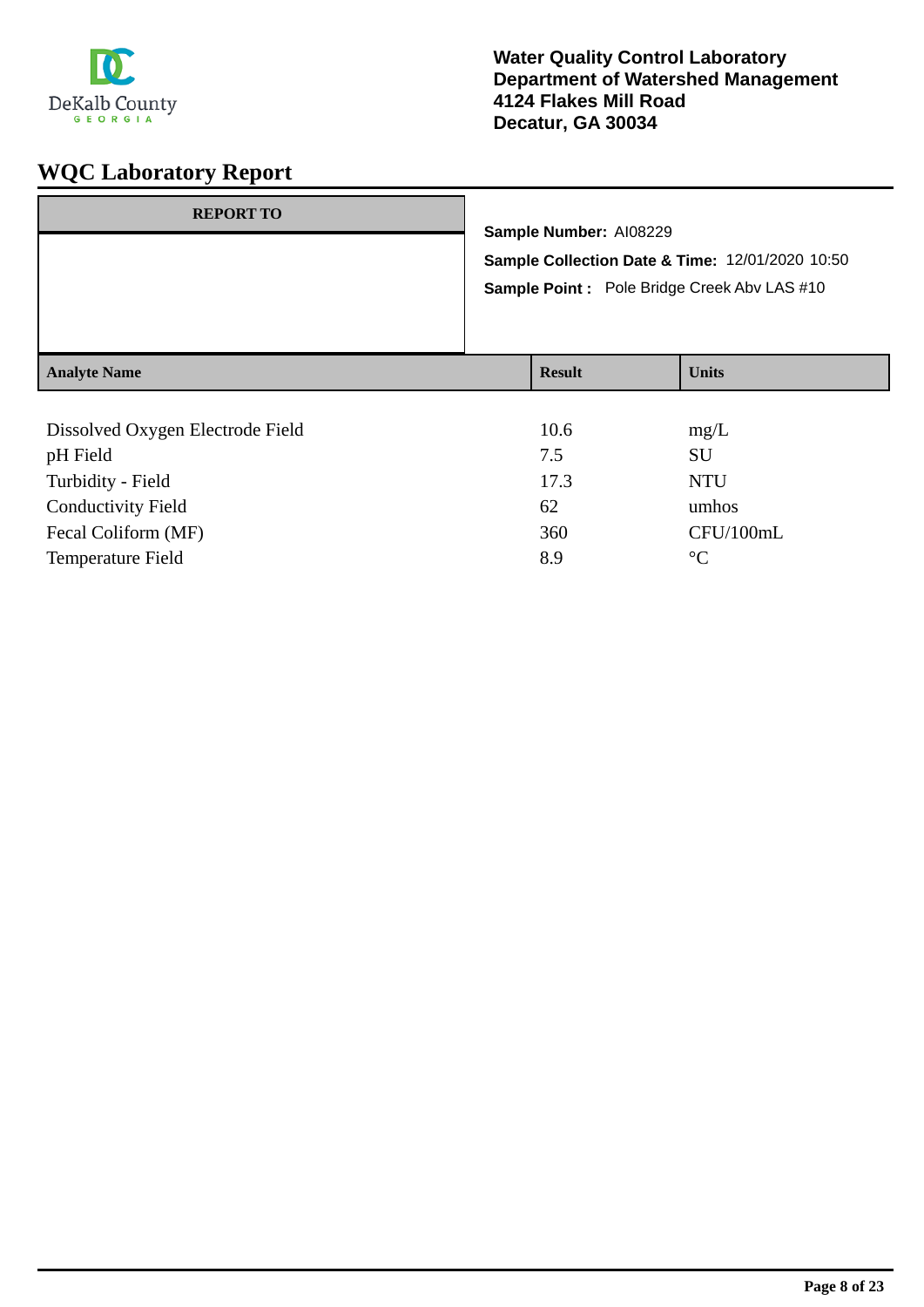**Water Quality Control Laboratory**
**Department of Watershed Management**
**4124 Flakes Mill Road**
**Decatur, GA 30034**

# WQC Laboratory Report

| REPORT TO |
|---|
| |

**Sample Number:** AI08229

**Sample Collection Date & Time:** 12/01/2020 10:50

**Sample Point :** Pole Bridge Creek Abv LAS #10

| Analyte Name | Result | Units |
|---|---|---|
| Dissolved Oxygen Electrode Field | 10.6 | mg/L |
| pH Field | 7.5 | SU |
| Turbidity - Field | 17.3 | NTU |
| Conductivity Field | 62 | umhos |
| Fecal Coliform (MF) | 360 | CFU/100mL |
| Temperature Field | 8.9 | °C |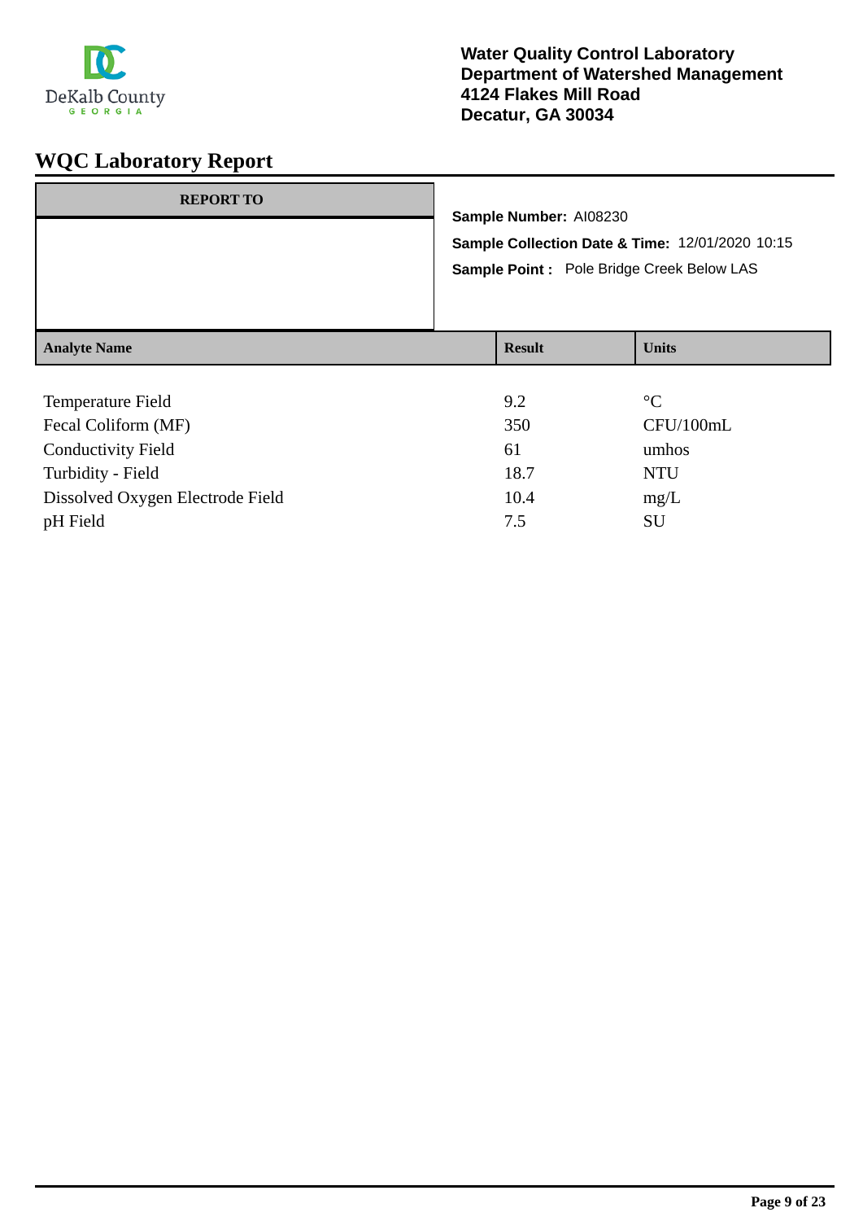Water Quality Control Laboratory
Department of Watershed Management
4124 Flakes Mill Road
Decatur, GA 30034

# WQC Laboratory Report

**REPORT TO**

**Sample Number:** AI08230

**Sample Collection Date & Time:** 12/01/2020 10:15

**Sample Point :** Pole Bridge Creek Below LAS

| Analyte Name | Result | Units |
|---|---|---|
| Temperature Field | 9.2 | °C |
| Fecal Coliform (MF) | 350 | CFU/100mL |
| Conductivity Field | 61 | umhos |
| Turbidity - Field | 18.7 | NTU |
| Dissolved Oxygen Electrode Field | 10.4 | mg/L |
| pH Field | 7.5 | SU |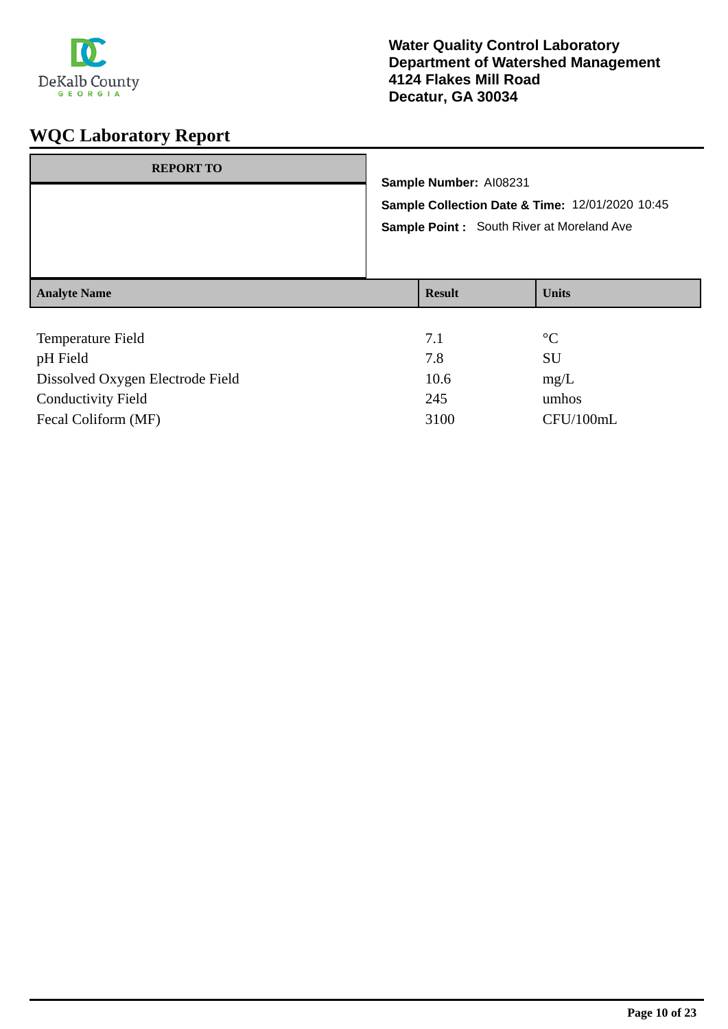DeKalb County GEORGIA

**Water Quality Control Laboratory**
**Department of Watershed Management**
**4124 Flakes Mill Road**
**Decatur, GA 30034**

# WQC Laboratory Report

| REPORT TO |
| --- |
| |

**Sample Number:** AI08231

**Sample Collection Date & Time:** 12/01/2020 10:45

**Sample Point :** South River at Moreland Ave

| Analyte Name | Result | Units |
| --- | --- | --- |
| Temperature Field | 7.1 | °C |
| pH Field | 7.8 | SU |
| Dissolved Oxygen Electrode Field | 10.6 | mg/L |
| Conductivity Field | 245 | umhos |
| Fecal Coliform (MF) | 3100 | CFU/100mL |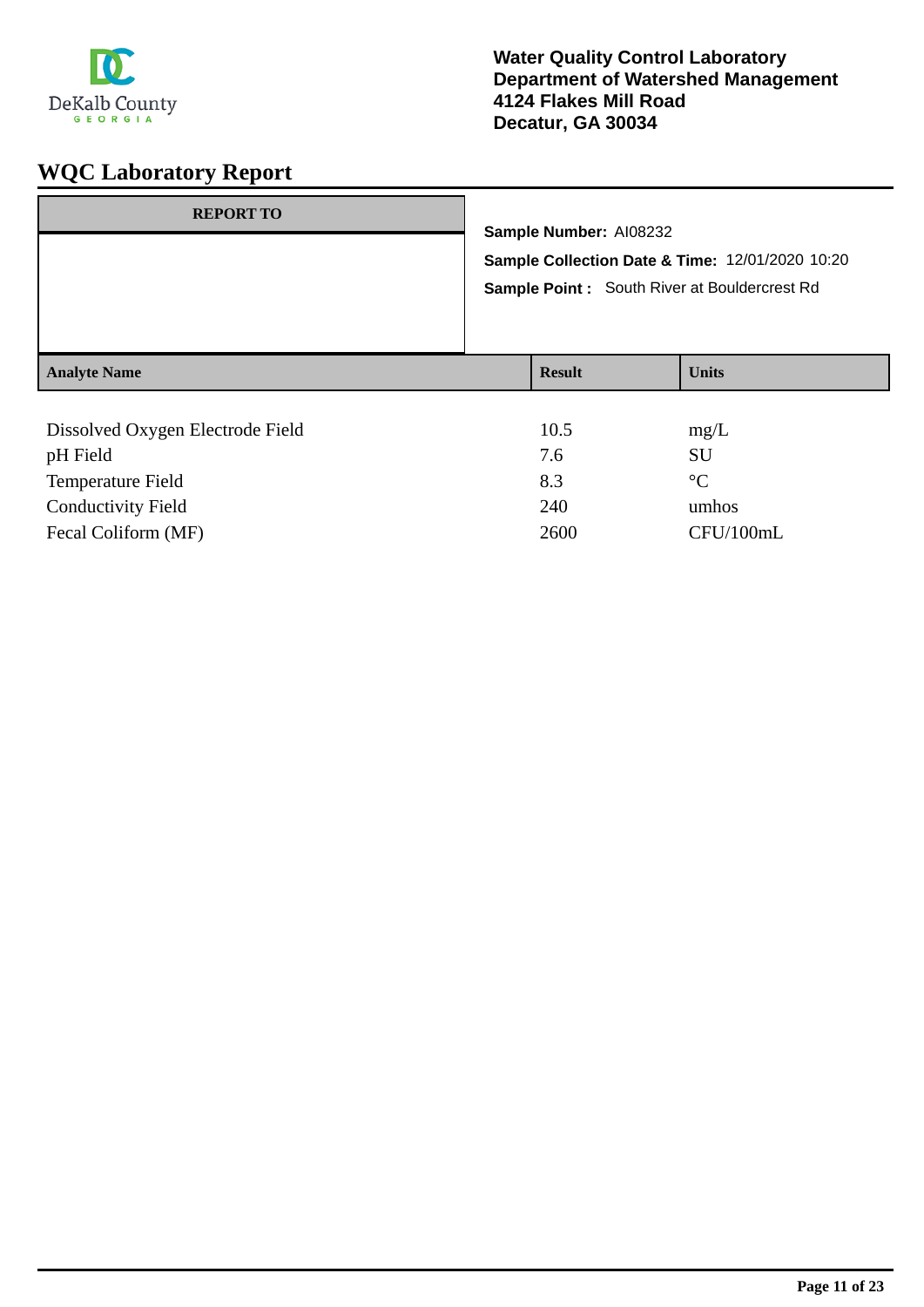DeKalb County
GEORGIA

**Water Quality Control Laboratory**
**Department of Watershed Management**
**4124 Flakes Mill Road**
**Decatur, GA 30034**

# WQC Laboratory Report

| REPORT TO |
| --- |
| |

**Sample Number:** AI08232

**Sample Collection Date & Time:** 12/01/2020 10:20

**Sample Point :** South River at Bouldercrest Rd

| Analyte Name | Result | Units |
| --- | --- | --- |
| Dissolved Oxygen Electrode Field | 10.5 | mg/L |
| pH Field | 7.6 | SU |
| Temperature Field | 8.3 | °C |
| Conductivity Field | 240 | umhos |
| Fecal Coliform (MF) | 2600 | CFU/100mL |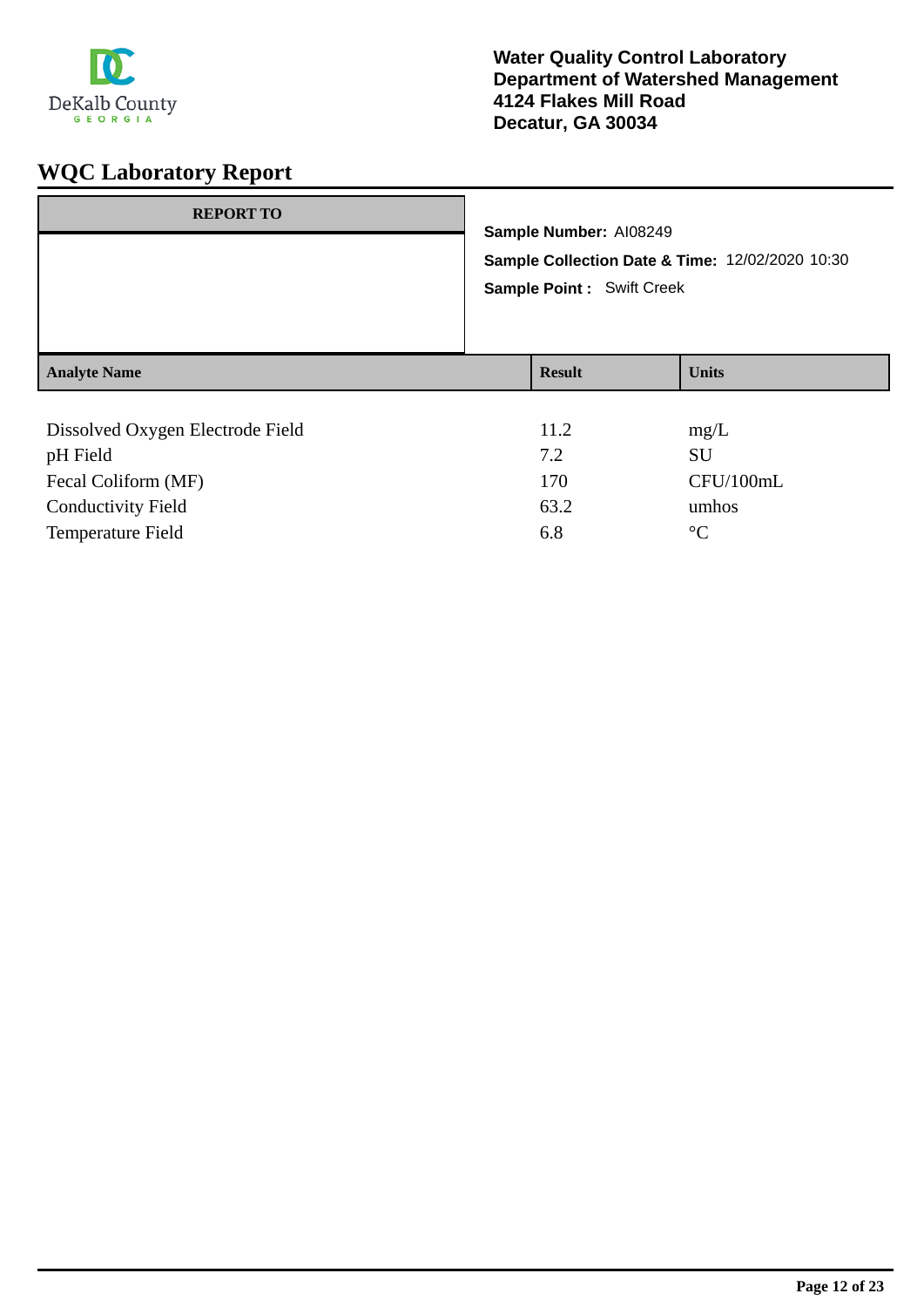DeKalb County
GEORGIA

**Water Quality Control Laboratory**
**Department of Watershed Management**
**4124 Flakes Mill Road**
**Decatur, GA 30034**

# WQC Laboratory Report

| REPORT TO |
| --- |
| |

**Sample Number:** AI08249

**Sample Collection Date & Time:** 12/02/2020 10:30

**Sample Point :** Swift Creek

| Analyte Name | Result | Units |
| --- | --- | --- |
| Dissolved Oxygen Electrode Field | 11.2 | mg/L |
| pH Field | 7.2 | SU |
| Fecal Coliform (MF) | 170 | CFU/100mL |
| Conductivity Field | 63.2 | umhos |
| Temperature Field | 6.8 | °C |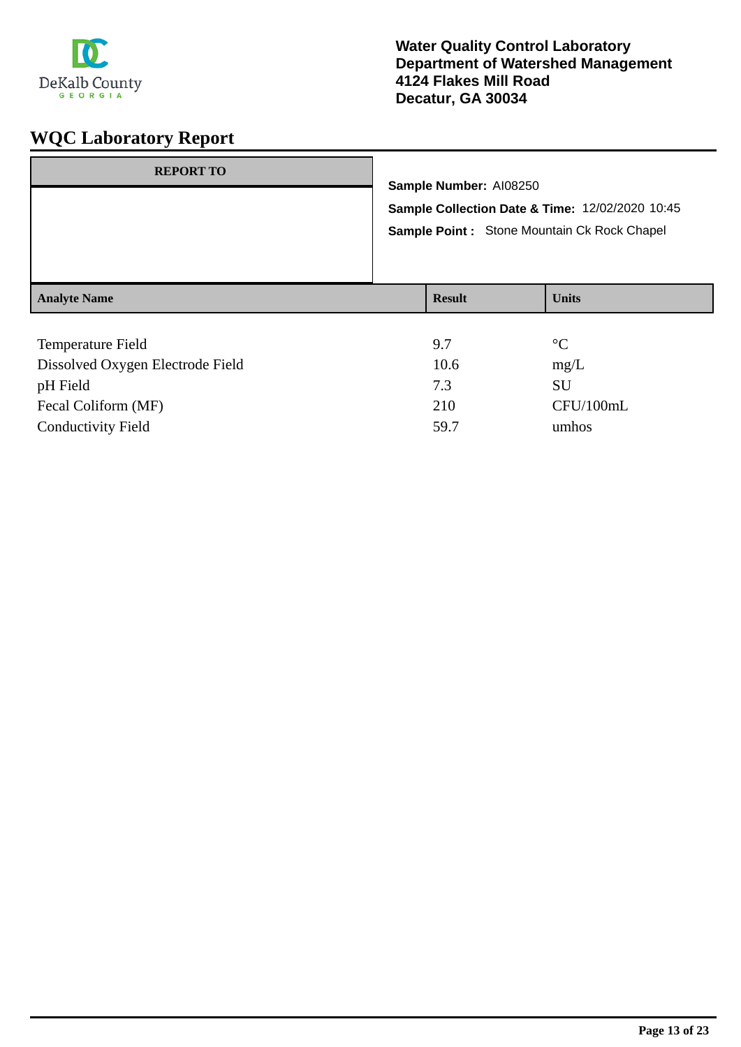Water Quality Control Laboratory
Department of Watershed Management
4124 Flakes Mill Road
Decatur, GA 30034

# WQC Laboratory Report

**REPORT TO**

**Sample Number:** AI08250

**Sample Collection Date & Time:** 12/02/2020 10:45

**Sample Point :** Stone Mountain Ck Rock Chapel

| Analyte Name | Result | Units |
|---|---|---|
| Temperature Field | 9.7 | °C |
| Dissolved Oxygen Electrode Field | 10.6 | mg/L |
| pH Field | 7.3 | SU |
| Fecal Coliform (MF) | 210 | CFU/100mL |
| Conductivity Field | 59.7 | umhos |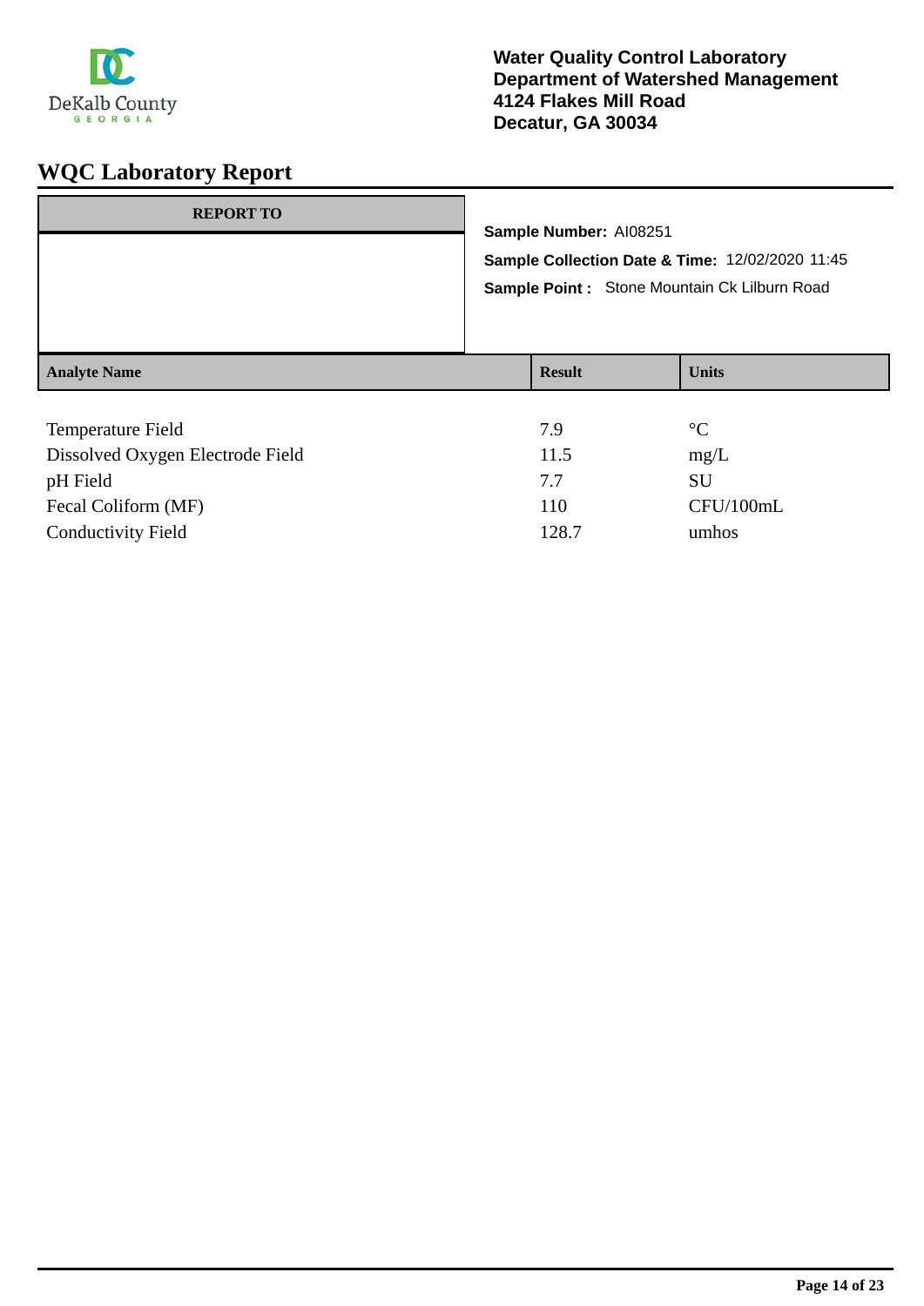DeKalb County
GEORGIA

**Water Quality Control Laboratory**
**Department of Watershed Management**
**4124 Flakes Mill Road**
**Decatur, GA 30034**

# WQC Laboratory Report

| REPORT TO |
| --- |
| |

**Sample Number:** AI08251

**Sample Collection Date & Time:** 12/02/2020 11:45

**Sample Point :** Stone Mountain Ck Lilburn Road

| Analyte Name | Result | Units |
| --- | --- | --- |
| Temperature Field | 7.9 | °C |
| Dissolved Oxygen Electrode Field | 11.5 | mg/L |
| pH Field | 7.7 | SU |
| Fecal Coliform (MF) | 110 | CFU/100mL |
| Conductivity Field | 128.7 | umhos |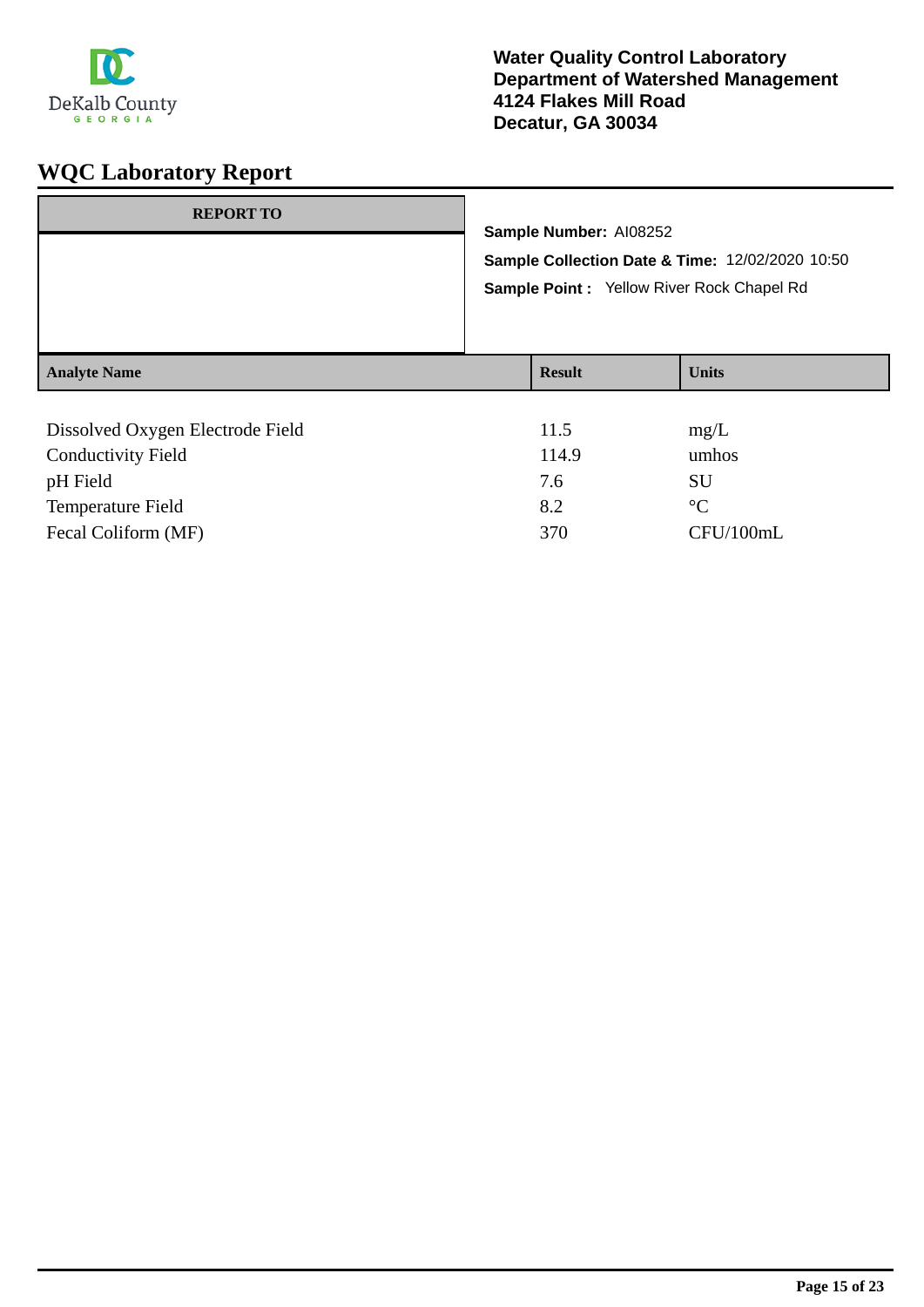Water Quality Control Laboratory
Department of Watershed Management
4124 Flakes Mill Road
Decatur, GA 30034

# WQC Laboratory Report

| REPORT TO |
|---|
| |

**Sample Number:** AI08252

**Sample Collection Date & Time:** 12/02/2020 10:50

**Sample Point :** Yellow River Rock Chapel Rd

| Analyte Name | Result | Units |
|---|---|---|
| Dissolved Oxygen Electrode Field | 11.5 | mg/L |
| Conductivity Field | 114.9 | umhos |
| pH Field | 7.6 | SU |
| Temperature Field | 8.2 | °C |
| Fecal Coliform (MF) | 370 | CFU/100mL |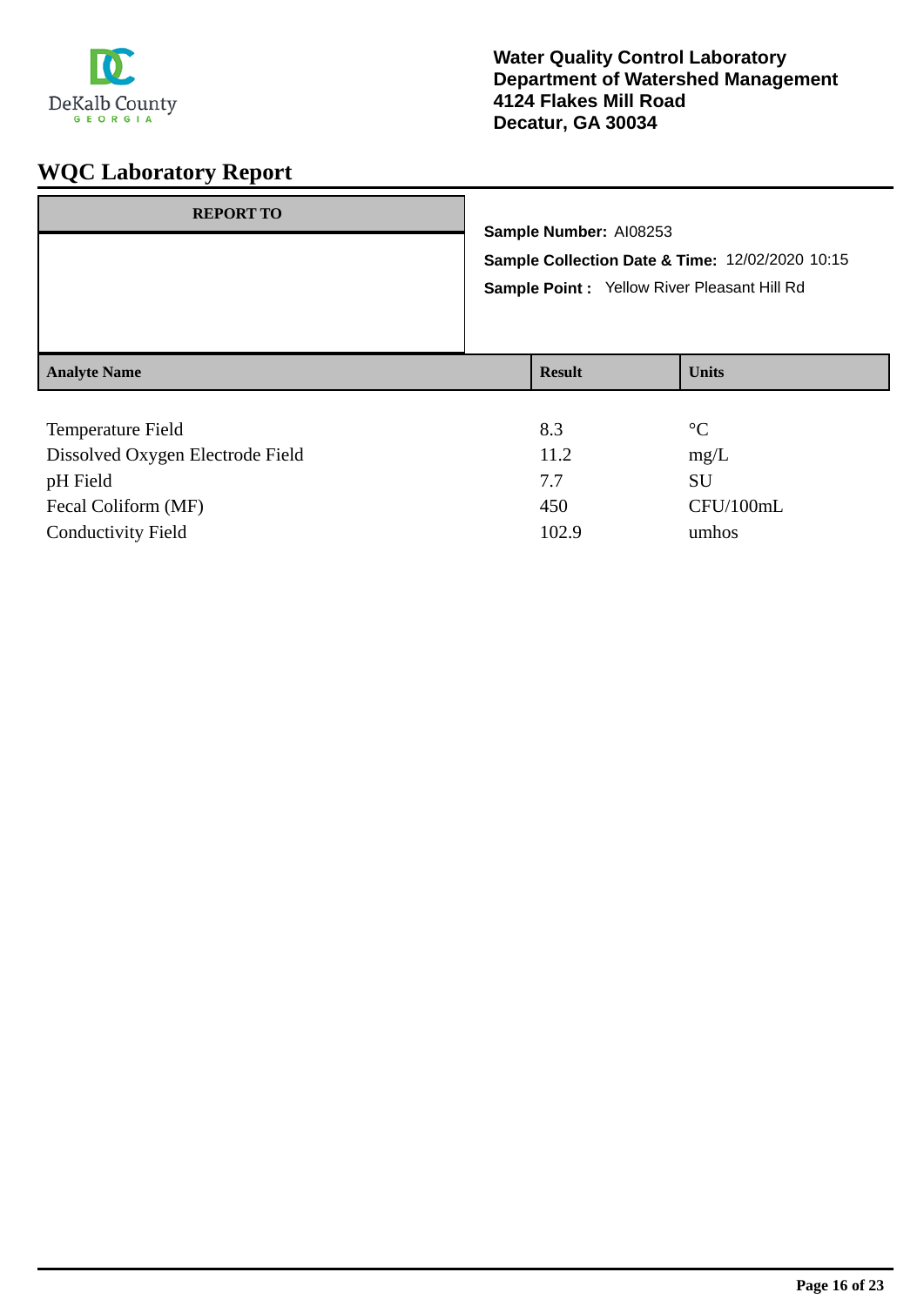**Water Quality Control Laboratory**
**Department of Watershed Management**
**4124 Flakes Mill Road**
**Decatur, GA 30034**

# WQC Laboratory Report

**REPORT TO**

**Sample Number:** AI08253

**Sample Collection Date & Time:** 12/02/2020 10:15

**Sample Point :** Yellow River Pleasant Hill Rd

| Analyte Name | Result | Units |
|---|---|---|
| Temperature Field | 8.3 | °C |
| Dissolved Oxygen Electrode Field | 11.2 | mg/L |
| pH Field | 7.7 | SU |
| Fecal Coliform (MF) | 450 | CFU/100mL |
| Conductivity Field | 102.9 | umhos |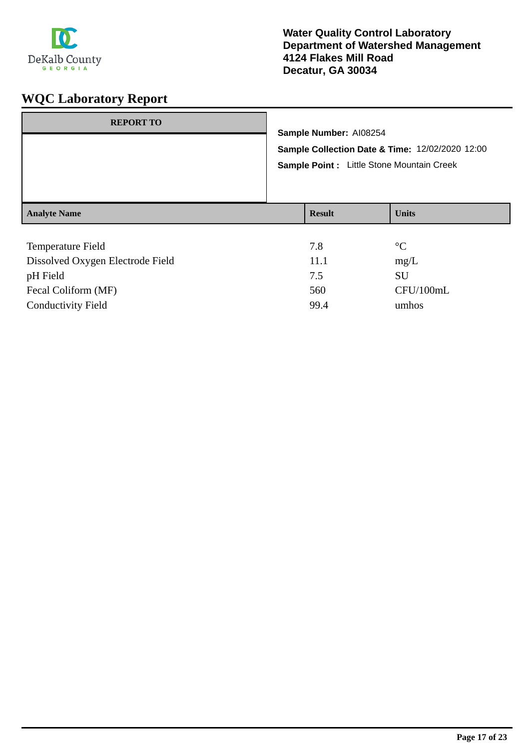DeKalb County
GEORGIA

**Water Quality Control Laboratory**
**Department of Watershed Management**
**4124 Flakes Mill Road**
**Decatur, GA 30034**

# WQC Laboratory Report

| REPORT TO |
|---|
| |

**Sample Number:** AI08254

**Sample Collection Date & Time:** 12/02/2020 12:00

**Sample Point :** Little Stone Mountain Creek

| Analyte Name | Result | Units |
|---|---|---|
| Temperature Field | 7.8 | °C |
| Dissolved Oxygen Electrode Field | 11.1 | mg/L |
| pH Field | 7.5 | SU |
| Fecal Coliform (MF) | 560 | CFU/100mL |
| Conductivity Field | 99.4 | umhos |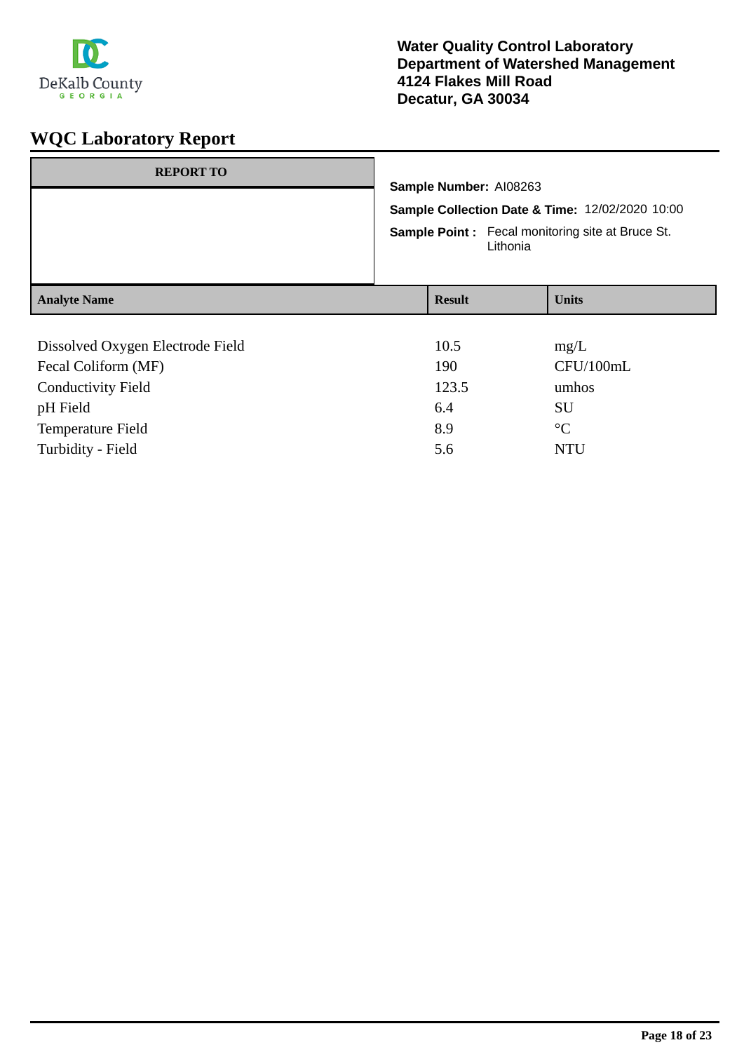Water Quality Control Laboratory
Department of Watershed Management
4124 Flakes Mill Road
Decatur, GA 30034

# WQC Laboratory Report

| REPORT TO |
| --- |
| |

**Sample Number:** AI08263

**Sample Collection Date & Time:** 12/02/2020 10:00

**Sample Point :** Fecal monitoring site at Bruce St. Lithonia

| Analyte Name | Result | Units |
| --- | --- | --- |
| Dissolved Oxygen Electrode Field | 10.5 | mg/L |
| Fecal Coliform (MF) | 190 | CFU/100mL |
| Conductivity Field | 123.5 | umhos |
| pH Field | 6.4 | SU |
| Temperature Field | 8.9 | °C |
| Turbidity - Field | 5.6 | NTU |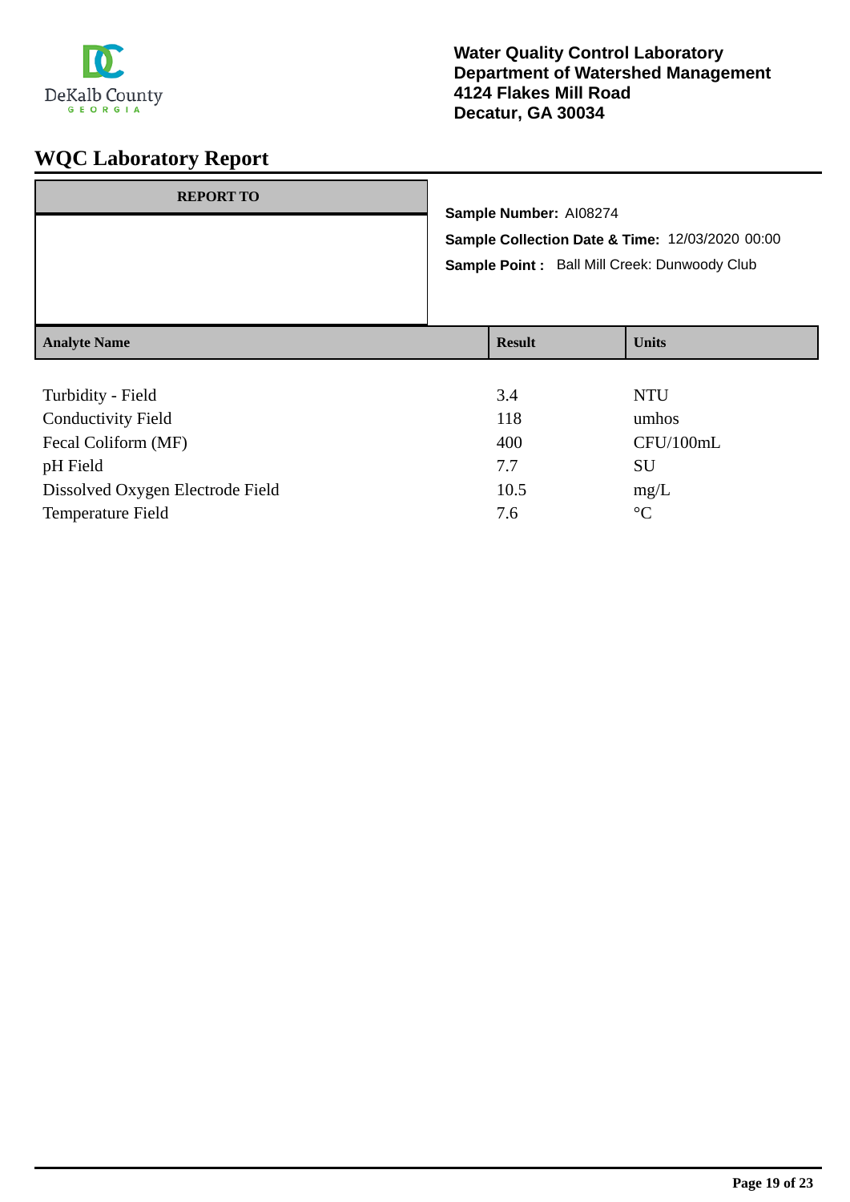DeKalb County
GEORGIA

**Water Quality Control Laboratory**
**Department of Watershed Management**
**4124 Flakes Mill Road**
**Decatur, GA 30034**

# WQC Laboratory Report

| REPORT TO |
|---|
| |

**Sample Number:** AI08274

**Sample Collection Date & Time:** 12/03/2020 00:00

**Sample Point :** Ball Mill Creek: Dunwoody Club

| Analyte Name | Result | Units |
|---|---|---|
| Turbidity - Field | 3.4 | NTU |
| Conductivity Field | 118 | umhos |
| Fecal Coliform (MF) | 400 | CFU/100mL |
| pH Field | 7.7 | SU |
| Dissolved Oxygen Electrode Field | 10.5 | mg/L |
| Temperature Field | 7.6 | °C |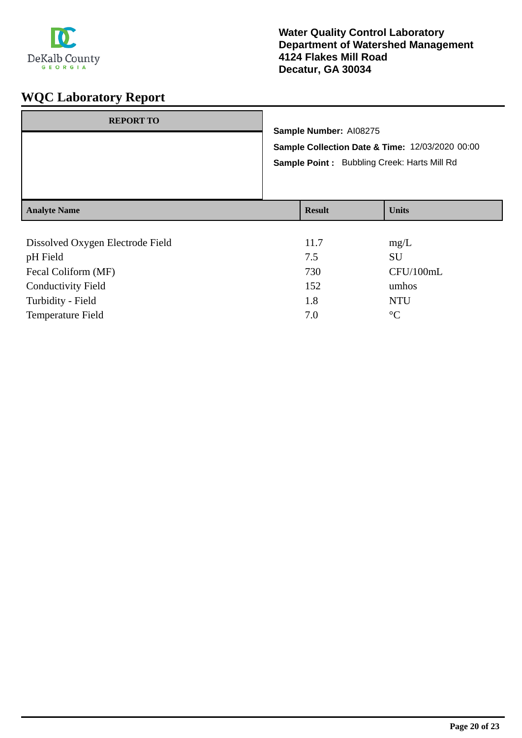DeKalb County
GEORGIA

**Water Quality Control Laboratory**
**Department of Watershed Management**
**4124 Flakes Mill Road**
**Decatur, GA 30034**

# WQC Laboratory Report

| REPORT TO |
|---|
| |

**Sample Number:** AI08275

**Sample Collection Date & Time:** 12/03/2020 00:00

**Sample Point :** Bubbling Creek: Harts Mill Rd

| Analyte Name | Result | Units |
|---|---|---|
| Dissolved Oxygen Electrode Field | 11.7 | mg/L |
| pH Field | 7.5 | SU |
| Fecal Coliform (MF) | 730 | CFU/100mL |
| Conductivity Field | 152 | umhos |
| Turbidity - Field | 1.8 | NTU |
| Temperature Field | 7.0 | °C |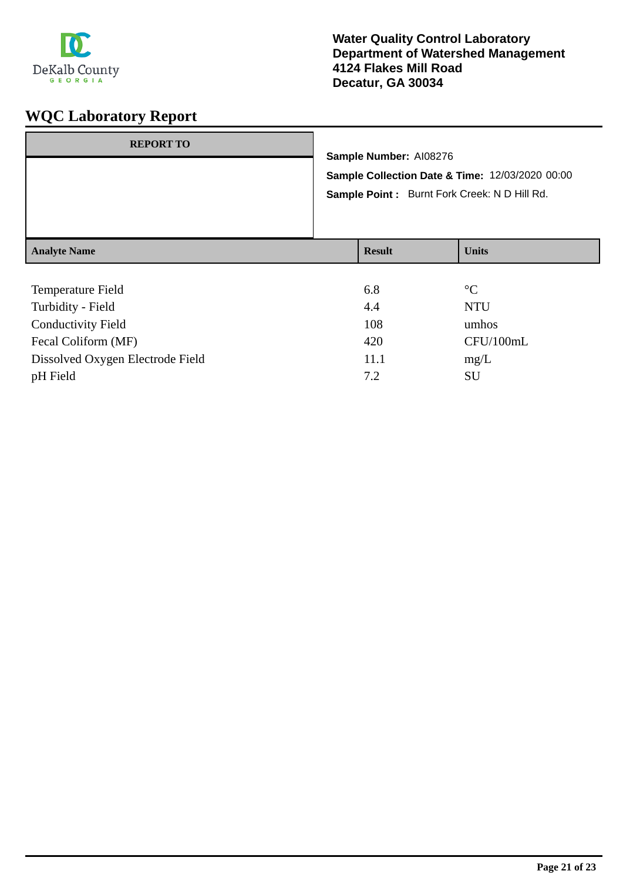**Water Quality Control Laboratory**
**Department of Watershed Management**
**4124 Flakes Mill Road**
**Decatur, GA 30034**

# WQC Laboratory Report

**REPORT TO**

**Sample Number:** AI08276

**Sample Collection Date & Time:** 12/03/2020 00:00

**Sample Point :** Burnt Fork Creek: N D Hill Rd.

| Analyte Name | Result | Units |
|---|---|---|
| Temperature Field | 6.8 | °C |
| Turbidity - Field | 4.4 | NTU |
| Conductivity Field | 108 | umhos |
| Fecal Coliform (MF) | 420 | CFU/100mL |
| Dissolved Oxygen Electrode Field | 11.1 | mg/L |
| pH Field | 7.2 | SU |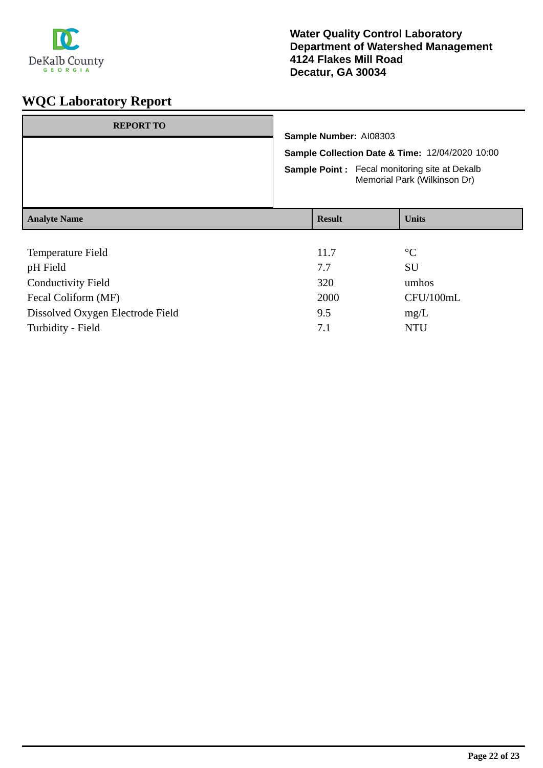**Water Quality Control Laboratory**
**Department of Watershed Management**
**4124 Flakes Mill Road**
**Decatur, GA 30034**

# WQC Laboratory Report

| REPORT TO |
|---|
| |

**Sample Number:** AI08303

**Sample Collection Date & Time:** 12/04/2020 10:00

**Sample Point :** Fecal monitoring site at Dekalb Memorial Park (Wilkinson Dr)

| Analyte Name | Result | Units |
|---|---|---|
| Temperature Field | 11.7 | °C |
| pH Field | 7.7 | SU |
| Conductivity Field | 320 | umhos |
| Fecal Coliform (MF) | 2000 | CFU/100mL |
| Dissolved Oxygen Electrode Field | 9.5 | mg/L |
| Turbidity - Field | 7.1 | NTU |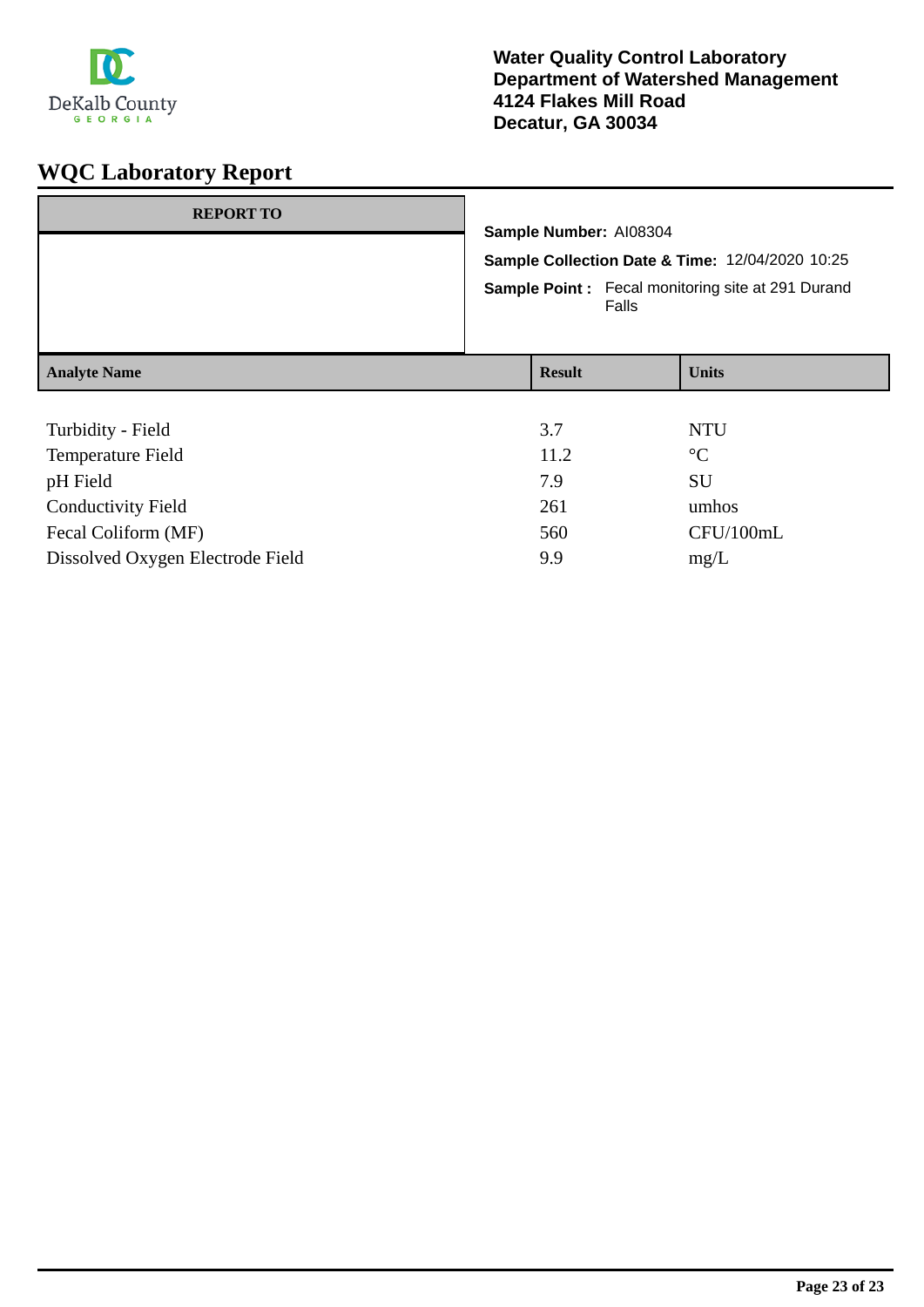Water Quality Control Laboratory
Department of Watershed Management
4124 Flakes Mill Road
Decatur, GA 30034

# WQC Laboratory Report

| REPORT TO | |
|---|---|
| | **Sample Number:** AI08304 |
| | **Sample Collection Date & Time:** 12/04/2020 10:25 |
| | **Sample Point :** Fecal monitoring site at 291 Durand Falls |

| Analyte Name | Result | Units |
|---|---|---|
| Turbidity - Field | 3.7 | NTU |
| Temperature Field | 11.2 | °C |
| pH Field | 7.9 | SU |
| Conductivity Field | 261 | umhos |
| Fecal Coliform (MF) | 560 | CFU/100mL |
| Dissolved Oxygen Electrode Field | 9.9 | mg/L |